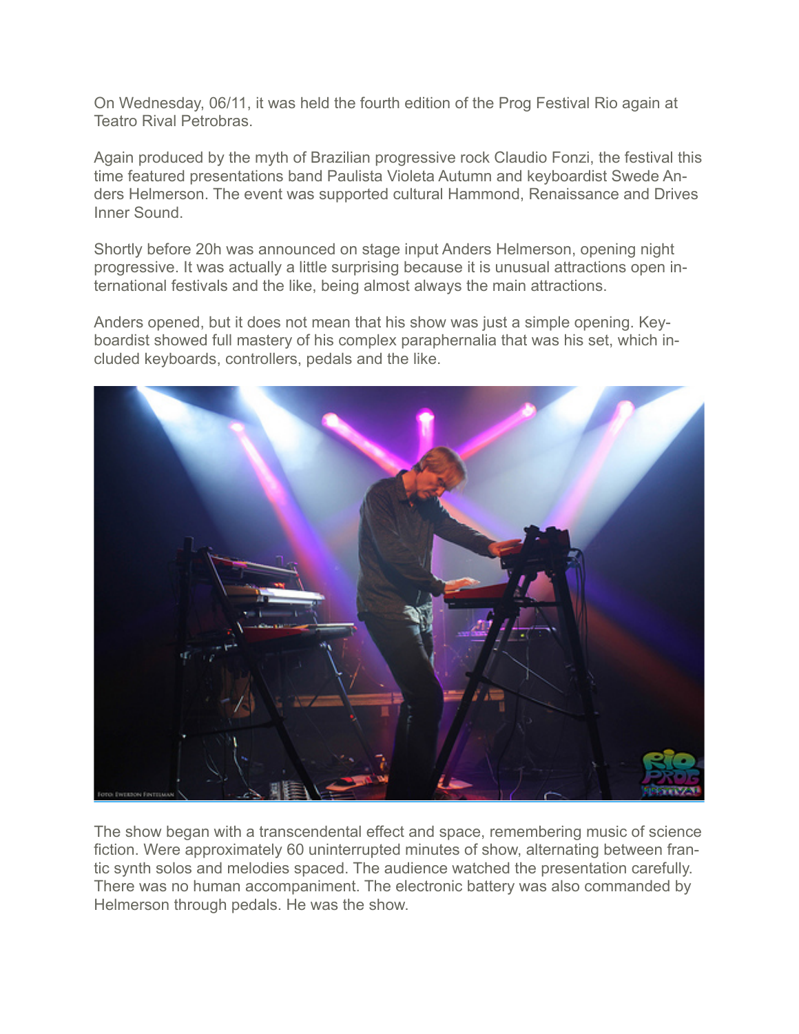On Wednesday, 06/11, it was held the fourth edition of the Prog Festival Rio again at Teatro Rival Petrobras.

Again produced by the myth of Brazilian progressive rock Claudio Fonzi, the festival this time featured presentations band Paulista Violeta Autumn and keyboardist Swede Anders Helmerson. The event was supported cultural Hammond, Renaissance and Drives Inner Sound.

Shortly before 20h was announced on stage input Anders Helmerson, opening night progressive. It was actually a little surprising because it is unusual attractions open international festivals and the like, being almost always the main attractions.

Anders opened, but it does not mean that his show was just a simple opening. Keyboardist showed full mastery of his complex paraphernalia that was his set, which included keyboards, controllers, pedals and the like.

The show began with a transcendental effect and space, remembering music of science fiction. Were approximately 60 uninterrupted minutes of show, alternating between frantic synth solos and melodies spaced. The audience watched the presentation carefully. There was no human accompaniment. The electronic battery was also commanded by Helmerson through pedals. He was the show.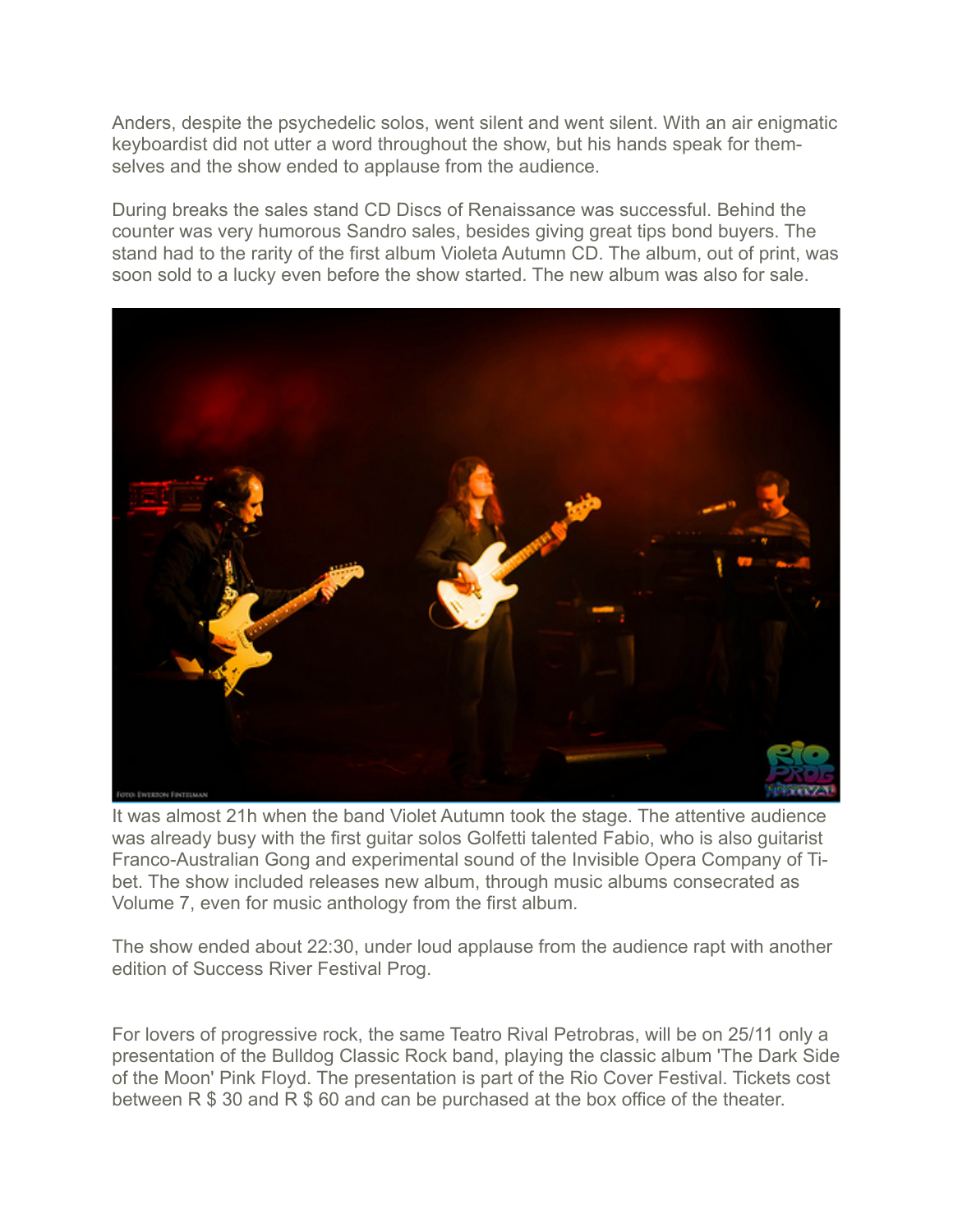Anders, despite the psychedelic solos, went silent and went silent. With an air enigmatic keyboardist did not utter a word throughout the show, but his hands speak for themselves and the show ended to applause from the audience.

During breaks the sales stand CD Discs of Renaissance was successful. Behind the counter was very humorous Sandro sales, besides giving great tips bond buyers. The stand had to the rarity of the first album Violeta Autumn CD. The album, out of print, was soon sold to a lucky even before the show started. The new album was also for sale.

It was almost 21h when the band Violet Autumn took the stage. The attentive audience was already busy with the first guitar solos Golfetti talented Fabio, who is also guitarist Franco-Australian Gong and experimental sound of the Invisible Opera Company of Tibet. The show included releases new album, through music albums consecrated as Volume 7, even for music anthology from the first album.

The show ended about 22:30, under loud applause from the audience rapt with another edition of Success River Festival Prog.

For lovers of progressive rock, the same Teatro Rival Petrobras, will be on 25/11 only a presentation of the Bulldog Classic Rock band, playing the classic album 'The Dark Side of the Moon' Pink Floyd. The presentation is part of the Rio Cover Festival. Tickets cost between R $ 30 and R $ 60 and can be purchased at the box office of the theater.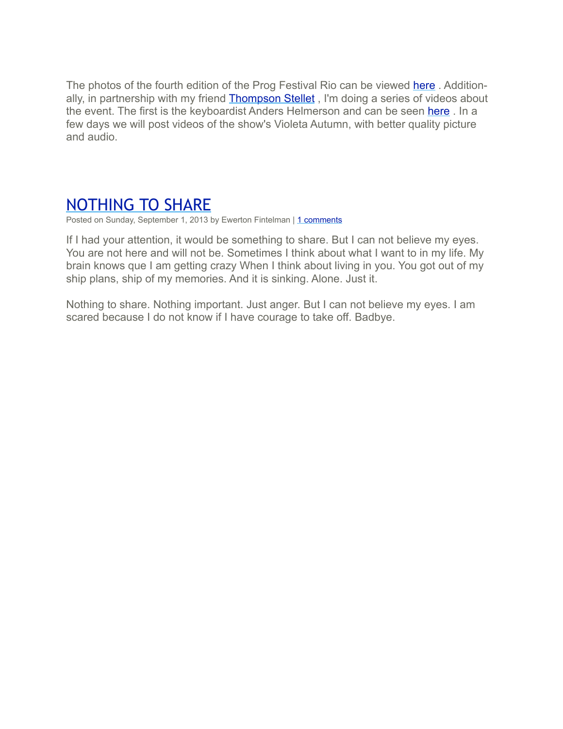The photos of the fourth edition of the Prog Festival Rio can be viewed [here](#) . Additionally, in partnership with my friend [Thompson Stellet](#) , I'm doing a series of videos about the event. The first is the keyboardist Anders Helmerson and can be seen [here](#) . In a few days we will post videos of the show's Violeta Autumn, with better quality picture and audio.

## [NOTHING TO SHARE](#)

Posted on Sunday, September 1, 2013 by Ewerton Fintelman | [1 comments](#)

If I had your attention, it would be something to share. But I can not believe my eyes. You are not here and will not be. Sometimes I think about what I want to in my life. My brain knows que I am getting crazy When I think about living in you. You got out of my ship plans, ship of my memories. And it is sinking. Alone. Just it.

Nothing to share. Nothing important. Just anger. But I can not believe my eyes. I am scared because I do not know if I have courage to take off. Badbye.